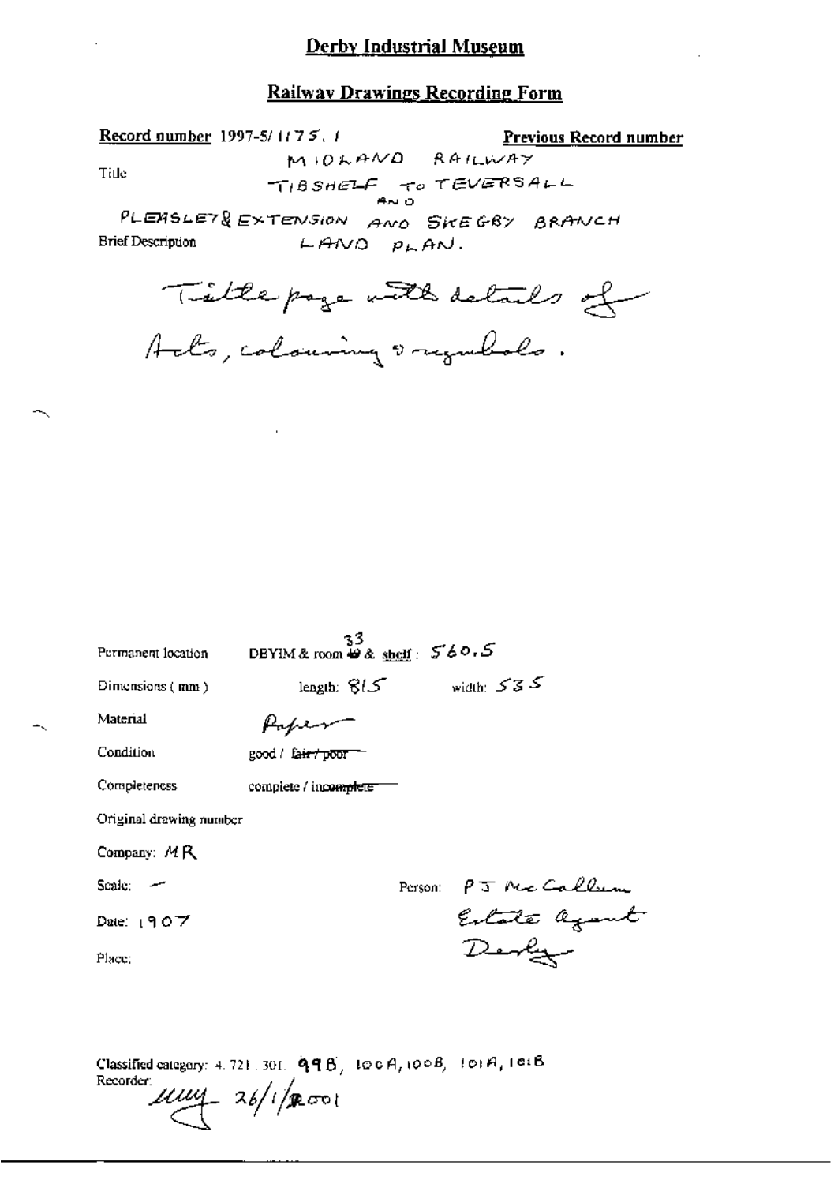# Derby Industrial Museum

## Railway Drawings Recording Form

**Record number** 1997-5/1175.1 **Previous Record number**

Title: MIDLAND RAILWAY TIBSHELF TO TEVERSALL AND PLEASLEY EXTENSION AND SKEGBY BRANCH LAND PLAN.

Brief Description: Title page with details of Acts, colouring & symbols.

Permanent location: DBYIM & room 33 & shelf: 560.5

Dimensions (mm): length: 815 width: 535

Material: Paper

Condition: good / ~~fair / poor~~

Completeness: complete / ~~incomplete~~

Original drawing number

Company: MR

Scale: —

Person: PJ McCallum Estate Agent Derby

Date: 1907

Place:

Classified category: 4.721.301. 99B, 100A, 100B, 101A, 101B

Recorder: [signature] 26/1/2001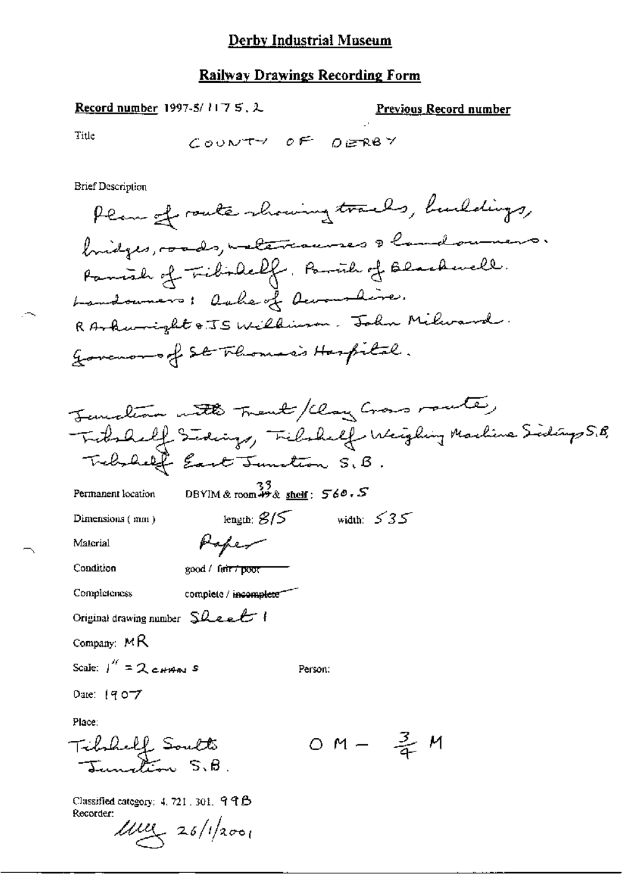# Derby Industrial Museum

## Railway Drawings Recording Form

**Record number** 1997-5/1175.2

**Previous Record number**

Title COUNTY OF DERBY

Brief Description

Plan of route showing tracks, buildings, bridges, roads, watercourses & landowners. Parish of Tibshelf. Parish of Blackwell. Landowners: Duke of Devonshire. R Arkwright & JS Wilkinson. John Milward. Governors of St Thomas's Hospital.

Junction with Trent/Clay Cross route, Tibshelf Sidings, Tibshelf Weighing Machine Sidings S.B, Tibshelf East Junction S.B.

Permanent location DBYIM & room 33 & shelf: 560.5

Dimensions (mm) length: 815 width: 535

Material Paper

Condition good / ~~fair / poor~~

Completeness complete / ~~incomplete~~

Original drawing number Sheet 1

Company: MR

Scale: 1" = 2 chains

Person:

Date: 1907

Place:

Tibshelf South Junction S.B. 0 M – $\frac{3}{4}$ M

Classified category: 4.721.301.99B

Recorder: 26/1/2001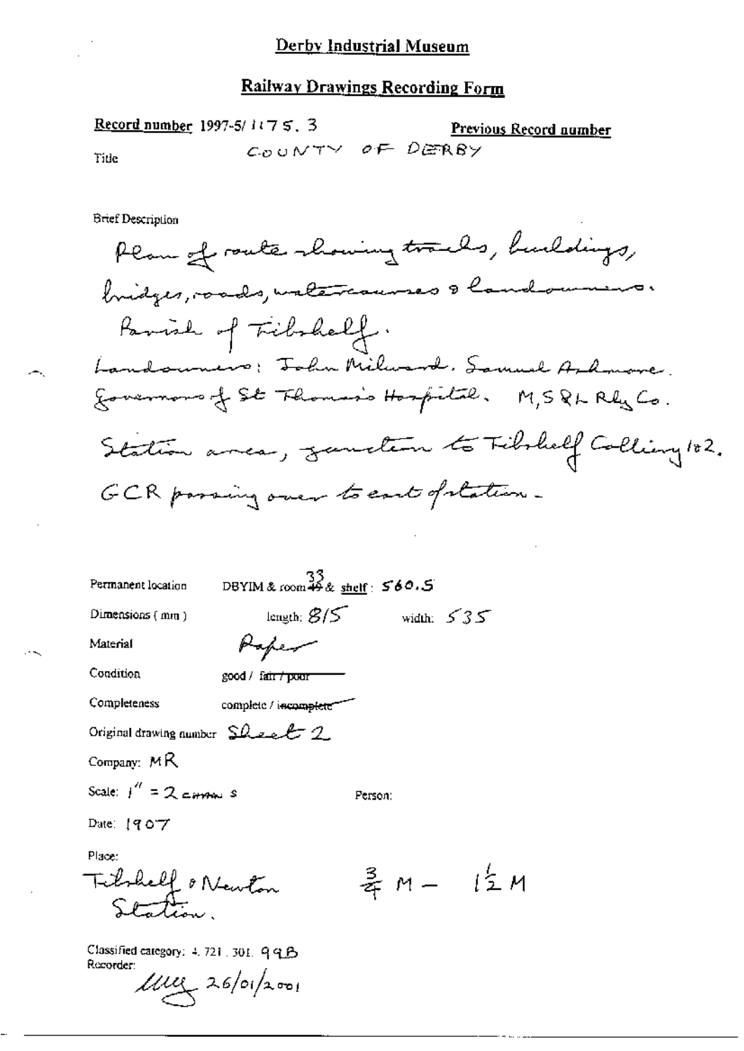# Derby Industrial Museum

## Railway Drawings Recording Form

**Record number** 1997-5/1175.3

**Previous Record number**

Title COUNTY OF DERBY

Brief Description

Plan of route showing tracks, buildings, bridges, roads, watercourses & landowners.
Parish of Tibshelf.
Landowners: John Milward. Samuel Ashmore. Governors of St Thomas's Hospital. M,S&L Rly Co.
Station area, junction to Tibshelf Colliery 1&2.
GCR passing over to east of station.

Permanent location DBYIM & room ~~49~~ 33 & shelf: 560.5

Dimensions (mm) length: 815 width: 535

Material Paper

Condition good / ~~fair / poor~~

Completeness complete / ~~incomplete~~

Original drawing number Sheet 2

Company: MR

Scale: 1" = 2 chains

Person:

Date: 1907

Place:
Tibshelf & Newton Station.

$\frac{3}{4}$ M – $1\frac{1}{2}$ M

Classified category: 4.721.301.99B

Recorder:
MWS 26/01/2001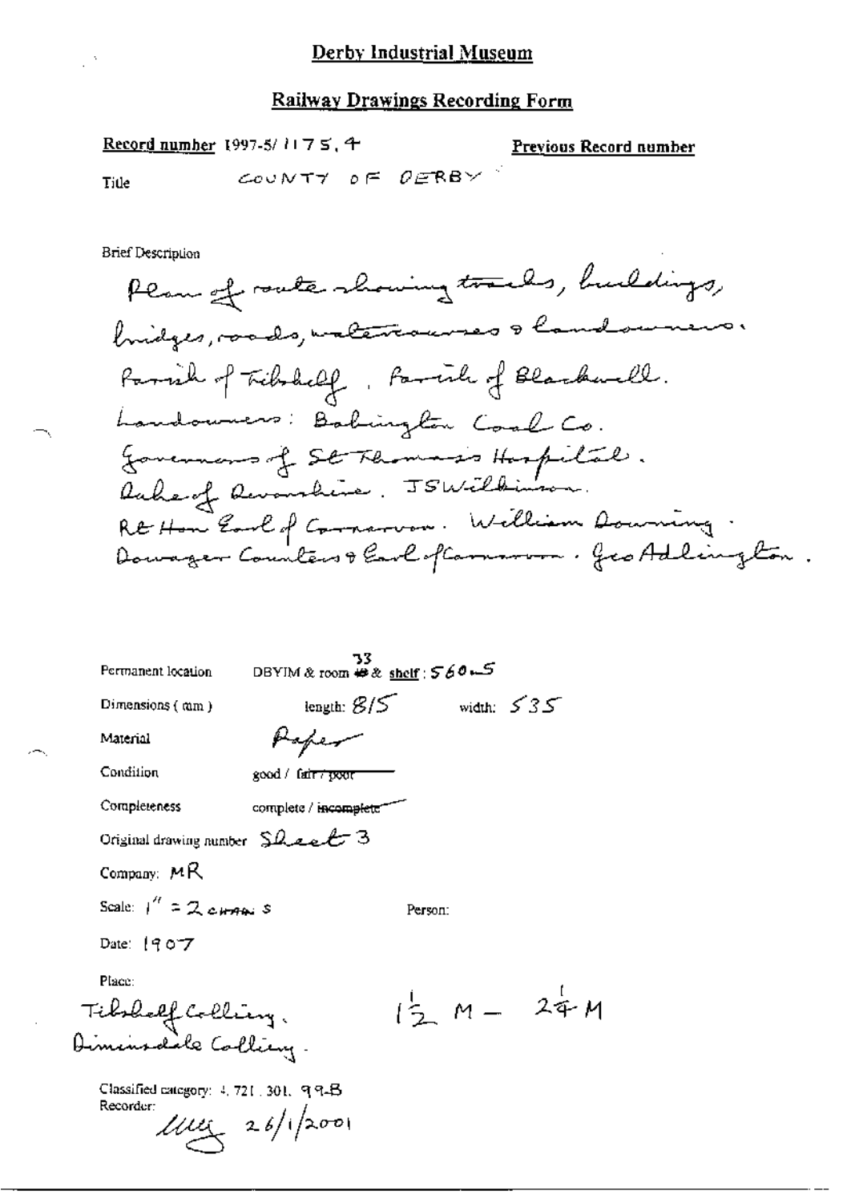# Derby Industrial Museum

## Railway Drawings Recording Form

**Record number** 1997-5/1175.4

**Previous Record number**

Title COUNTY OF DERBY

Brief Description

Plan of route showing tracks, buildings, bridges, roads, watercourses & landowners. Parish of Tibshelf. Parish of Blackwell. Landowners: Babington Coal Co. Governors of St Thomas's Hospital. Duke of Devonshire. JS Wilkinson. Rt Hon Earl of Carnarvon. William Downing. Dowager Countess & Earl of Carnarvon. Geo Adlington.

Permanent location DBYIM & room 33 & shelf: 560.5

Dimensions (mm) length: 815 width: 535

Material Paper

Condition good / ~~fair / poor~~

Completeness complete / ~~incomplete~~

Original drawing number Sheet 3

Company: MR

Scale: 1" = 2 chains

Person:

Date: 1907

Place:

Tibshelf Colliery.
Dimmsdale Colliery.

$1\frac{1}{2}$ M – $2\frac{1}{4}$ M

Classified category: 4.721.301.99.B

Recorder: MEG 26/1/2001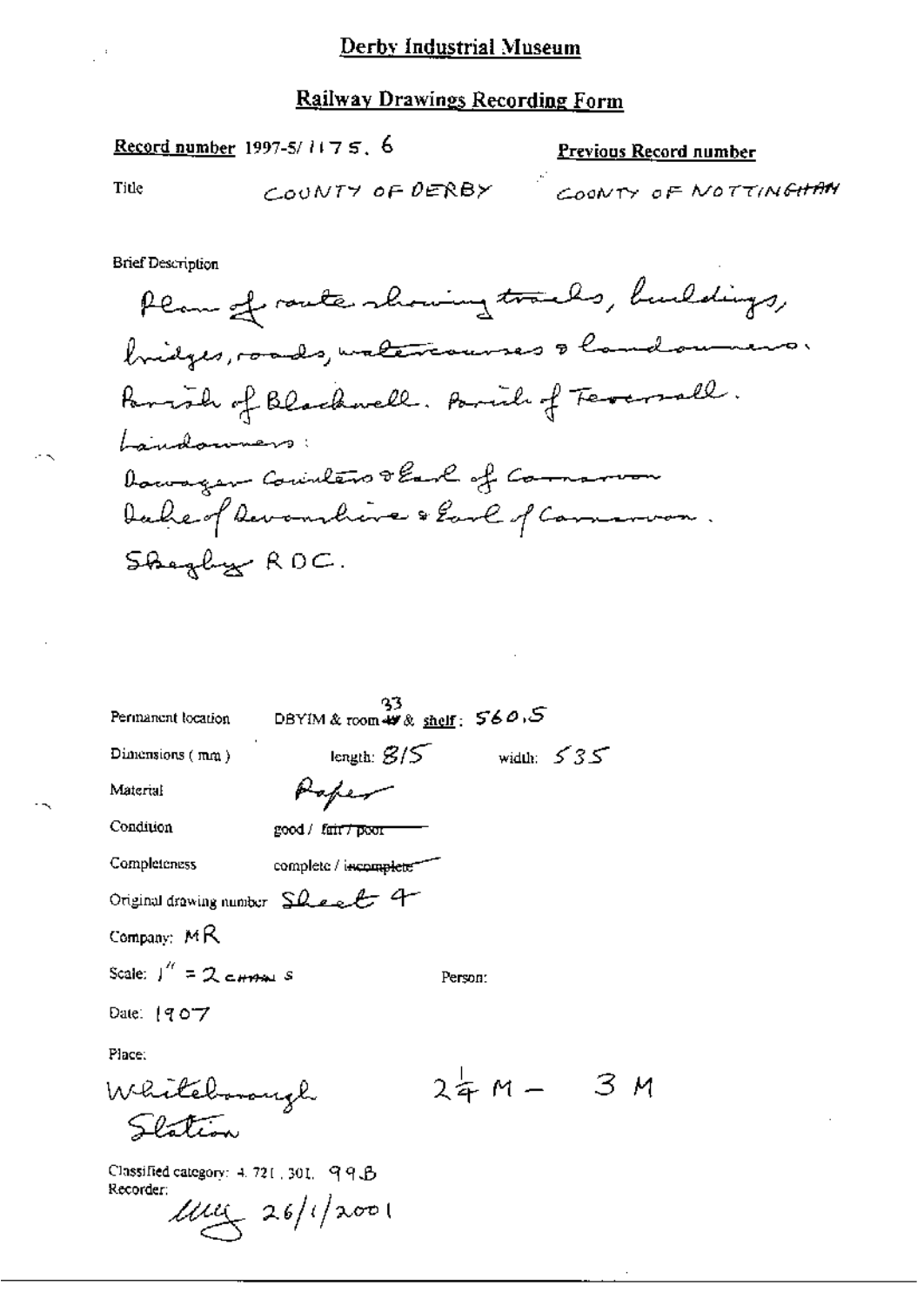# Derby Industrial Museum

## Railway Drawings Recording Form

**Record number** 1997-5/ 1175. 6

**Previous Record number**

Title COUNTY OF DERBY COUNTY OF NOTTINGHAM

Brief Description

Plan of route showing tracks, buildings, bridges, roads, watercourses & landowners.
Parish of Blackwell. Parish of Teversall.
Landowners:
Dowager Countess & Earl of Carnarvon
Duke of Devonshire & Earl of Carnarvon.
Skegby RDC.

Permanent location DBYIM & room 33 & shelf: 560.5

Dimensions (mm) length: 815 width: 535

Material Paper

Condition good / ~~fair / poor~~

Completeness complete / ~~incomplete~~

Original drawing number Sheet 4

Company: MR

Scale: 1" = 2 CHAINS

Person:

Date: 1907

Place:

Whitebrough Station $2\frac{1}{4}$ M – 3 M

Classified category: 4. 721. 301. 99.B

Recorder: MG 26/1/2001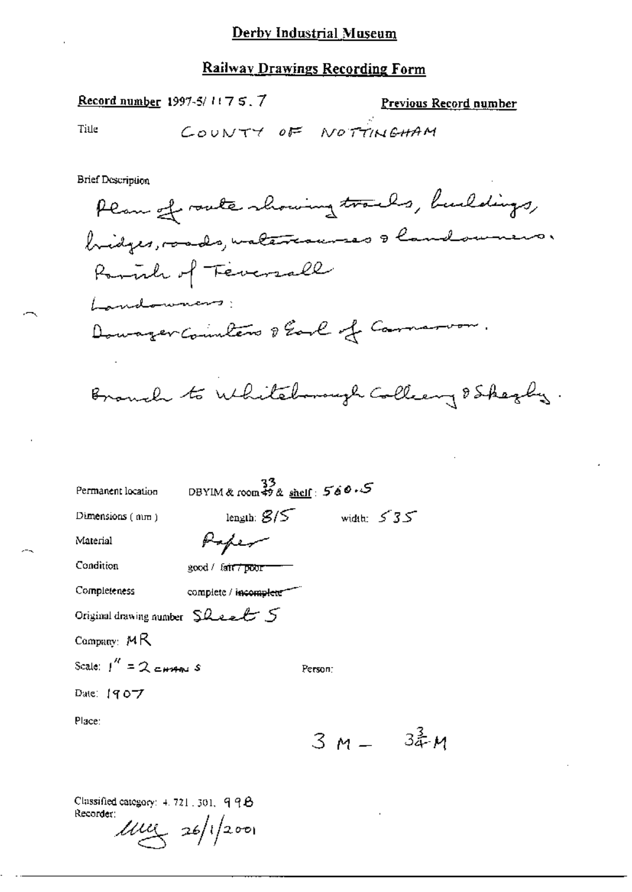# Derby Industrial Museum

## Railway Drawings Recording Form

**Record number** 1997-5/1175.7

**Previous Record number**

Title COUNTY OF NOTTINGHAM

Brief Description

Plan of route showing tracks, buildings, bridges, roads, watercourses & landowners.
Parish of Teversall
Landowners:
Dowager Countess & Earl of Carnarvon.

Branch to Whiteborough Colliery & Skegby.

Permanent location DBYIM & room 33 & shelf: 560.5

Dimensions (mm) length: 815 width: 535

Material Paper

Condition good / ~~fair / poor~~

Completeness complete / ~~incomplete~~

Original drawing number Sheet 5

Company: MR

Scale: 1" = 2 chains

Person:

Date: 1907

Place:

3 M – 3¾ M

Classified category: 4.721.301.998

Recorder: 26/1/2001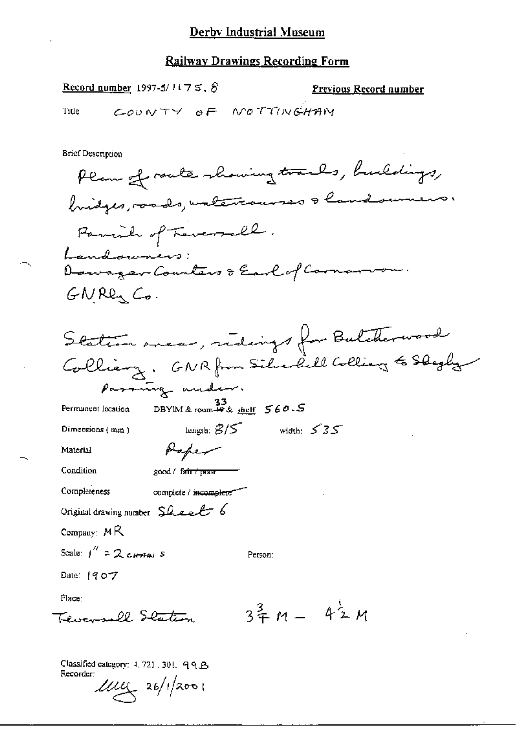# Derby Industrial Museum

## Railway Drawings Recording Form

Record number 1997-5/1175.8

Previous Record number

Title COUNTY OF NOTTINGHAM

Brief Description

Plan of route showing tracks, buildings, bridges, roads, watercourses & landowners.

Parish of Teversall.

Landowners:

Dowager Countess & Earl of Carnarvon.

GN Rly Co.

Station area, sidings for Butcherwood Colliery. GNR from Silverhill Colliery to Skegby passing under.

Permanent location DBYIM & room ~~49~~ 33 & shelf: 560.5

Dimensions (mm) length: 815 width: 535

Material Paper

Condition good / ~~fair / poor~~

Completeness complete / ~~incomplete~~

Original drawing number Sheet 6

Company: MR

Scale: 1" = 2 chains

Person:

Date: 1907

Place:

Teversall Station $3\frac{3}{4}$ M – $4\frac{1}{2}$ M

Classified category: 4.721.301.99B

Recorder: [signature] 26/1/2001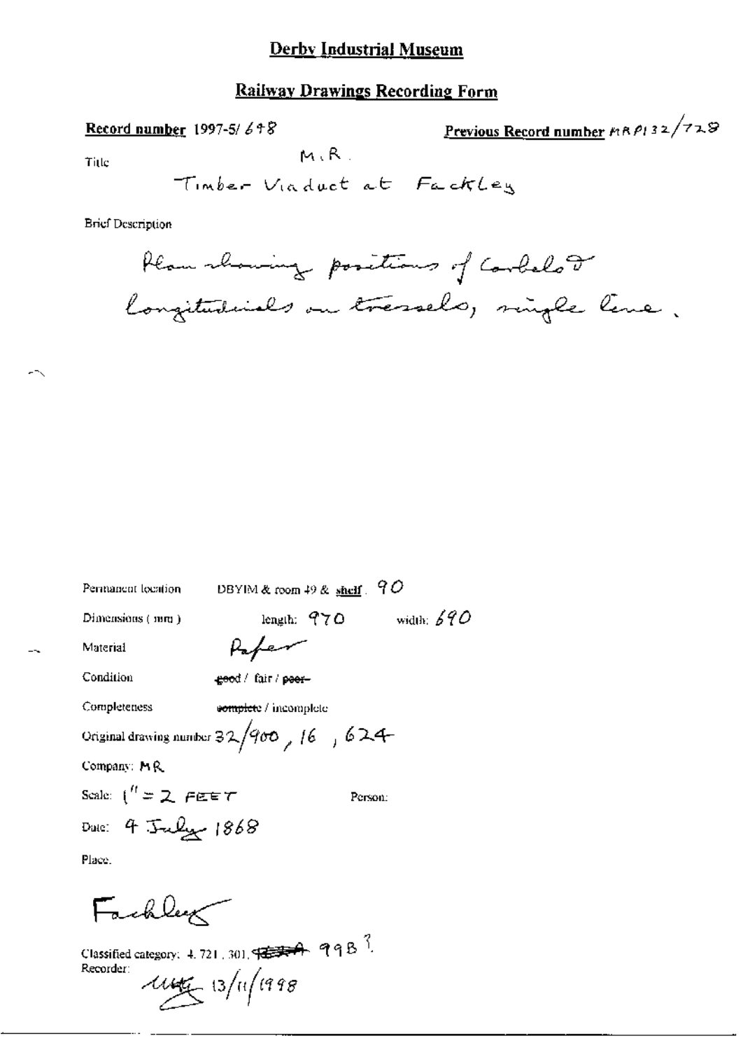# Derby Industrial Museum

## Railway Drawings Recording Form

**Record number** 1997-5/ 648

**Previous Record number** MRP132/728

Title

M.R.
Timber Viaduct at Fackley

Brief Description

Plan showing positions of corbels & longitudinals on tressels, single line.

Permanent location DBYIM & room 49 & shelf. 90

Dimensions (mm) length: 970 width: 690

Material Paper

Condition ~~good~~ / fair / ~~poor~~

Completeness ~~complete~~ / incomplete

Original drawing number 32/900, 16, 624

Company: MR

Scale: 1" = 2 FEET Person:

Date: 4 July 1868

Place.

Fackley

Classified category: 4.721.301. ~~[illegible]~~ 99B ?

Recorder: [signature] 13/11/1998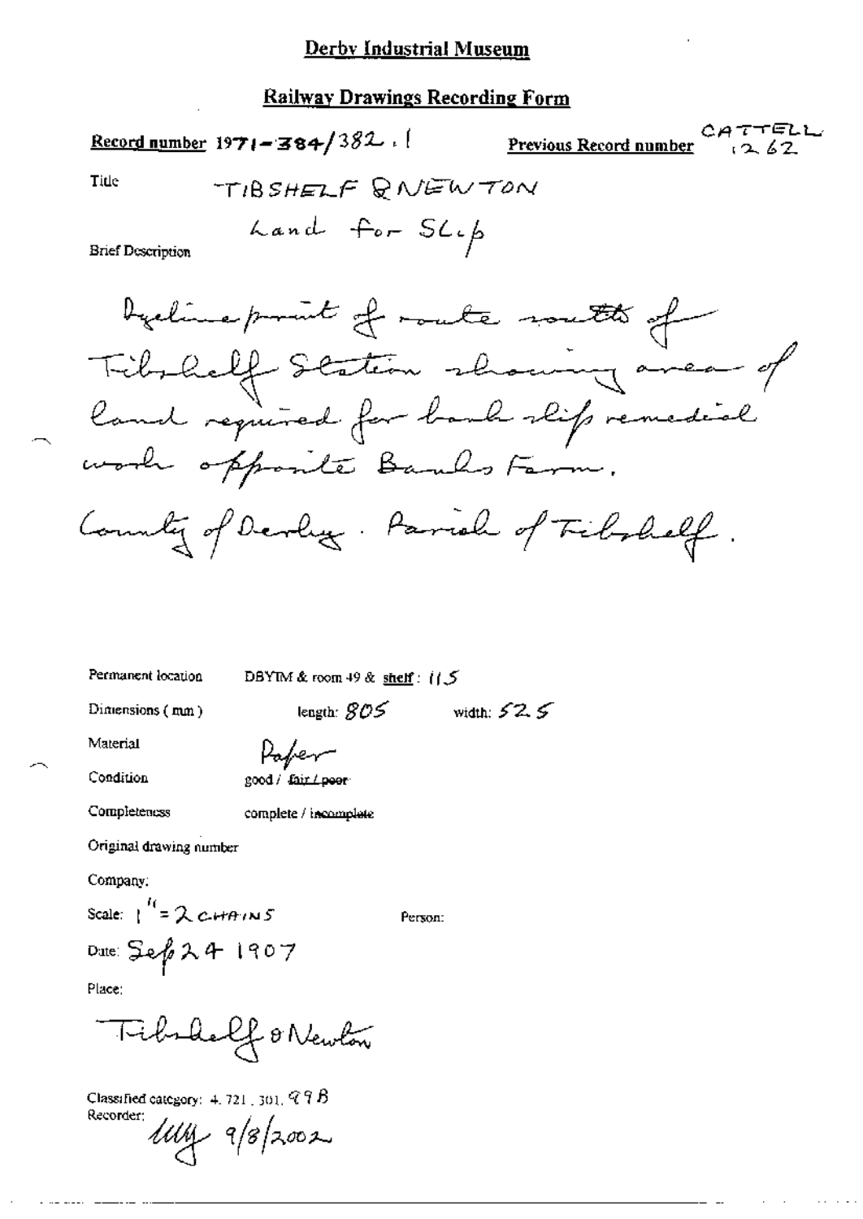# Derby Industrial Museum

## Railway Drawings Recording Form

**Record number** 1971-384/382.1 **Previous Record number** CATTELL 1262

Title TIBSHELF & NEWTON
Land for Slip

Brief Description

Dyeline print of route south of Tibshelf Station showing area of land required for bank slip remedial work opposite Banks Farm.
County of Derby. Parish of Tibshelf.

Permanent location DBYIM & room 49 & shelf: 115

Dimensions (mm) length: 805 width: 525

Material Paper

Condition good / ~~fair / poor~~

Completeness complete / ~~incomplete~~

Original drawing number

Company:

Scale: 1" = 2 CHAINS Person:

Date: Sep 24 1907

Place:

Tibshelf & Newton

Classified category: 4.721.301.99B
Recorder: 9/8/2002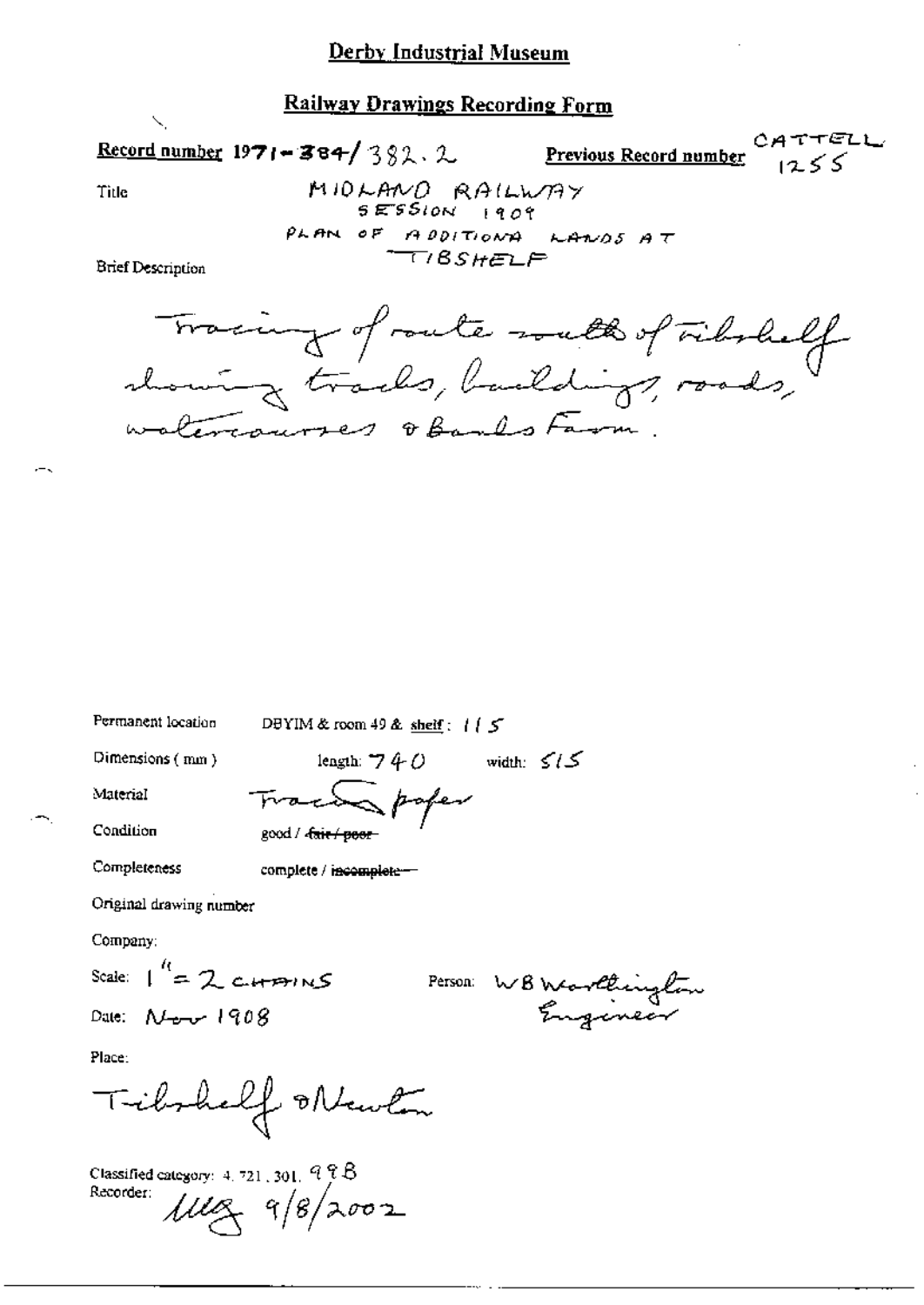# Derby Industrial Museum

## Railway Drawings Recording Form

**Record number** 1971-384/382.2 **Previous Record number** CATTELL 1255

Title MIDLAND RAILWAY
SESSION 1909
PLAN OF ADDITIONA LANDS AT
TIBSHELF

Brief Description

Tracing of route south of Tibshelf showing tracks, buildings, roads, watercourses & Banks Farm.

Permanent location DBYIM & room 49 & shelf: 115

Dimensions (mm) length: 740 width: 515

Material Tracing paper

Condition good / ~~fair / poor~~

Completeness complete / ~~incomplete~~

Original drawing number

Company:

Scale: 1" = 2 CHAINS

Person: WB Worthington Engineer

Date: Nov 1908

Place:

Tibshelf & Newton

Classified category: 4. 721. 301. 99B

Recorder: MEG 9/8/2002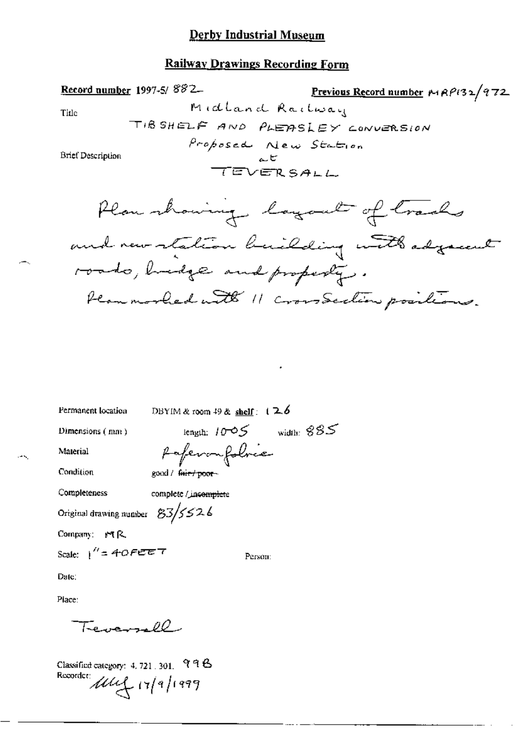# Derby Industrial Museum

## Railway Drawings Recording Form

**Record number** 1997-5/ 882 **Previous Record number** MRP132/972

Title

Midland Railway

TIBSHELF AND PLEASLEY CONVERSION

Proposed New Station

at

TEVERSALL

Brief Description

Plan showing layout of tracks and new station building with adjacent roads, bridge and property.

Plan marked with 11 cross section positions.

Permanent location DBYIM & room 49 & **shelf**: 126

Dimensions (mm) length: 1005 width: 885

Material Paper on fabric

Condition good / ~~fair / poor~~

Completeness complete / ~~incomplete~~

Original drawing number 83/5526

Company: MR

Scale: 1" = 40 FEET Person:

Date:

Place:

Teversall

Classified category: 4. 721. 301. 998

Recorder: MLJ 17/9/1999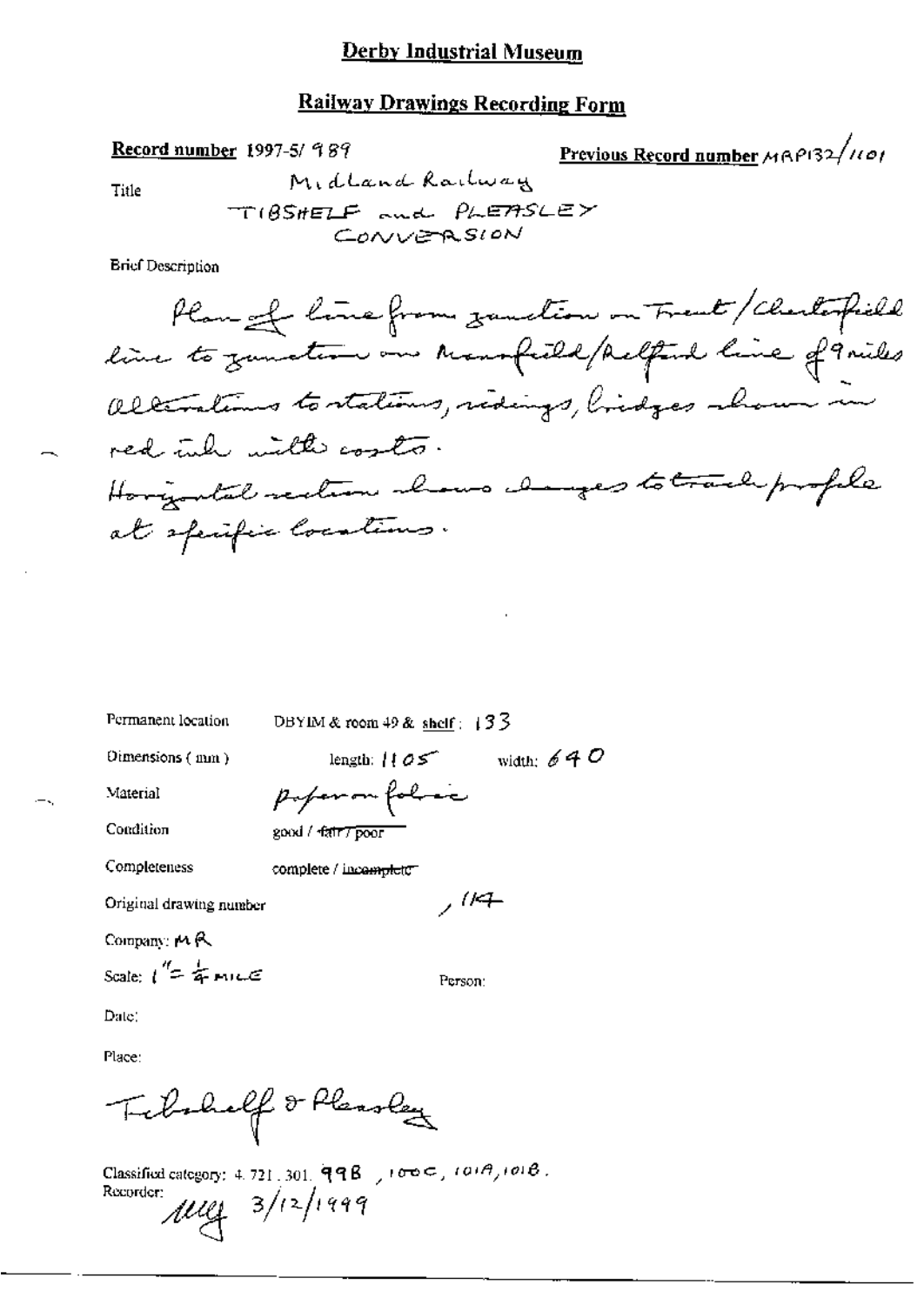# Derby Industrial Museum

## Railway Drawings Recording Form

**Record number** 1997-5/ 989

**Previous Record number** MAP132/1101

Title

Midland Railway
TIBSHELF and PLEASLEY
CONVERSION

Brief Description

Plan of line from junction on Trent/Chesterfield line to junction on Mansfield/Pelford line of 9 miles
Alterations to stations, sidings, bridges shown in red ink with costs.
Horizontal section shows changes to track profile at specific locations.

Permanent location: DBYIM & room 49 & shelf: 133

Dimensions (mm): length: 1105 width: 640

Material: Paper on fabric

Condition: good / ~~fair / poor~~

Completeness: complete / ~~incomplete~~

Original drawing number: , 114

Company: MR

Scale: 1" = ¼ MILE

Person:

Date:

Place:

Tibshelf & Pleasley

Classified category: 4. 721. 301. 99B, 100C, 101A, 101B.

Recorder: MEG 3/12/1999